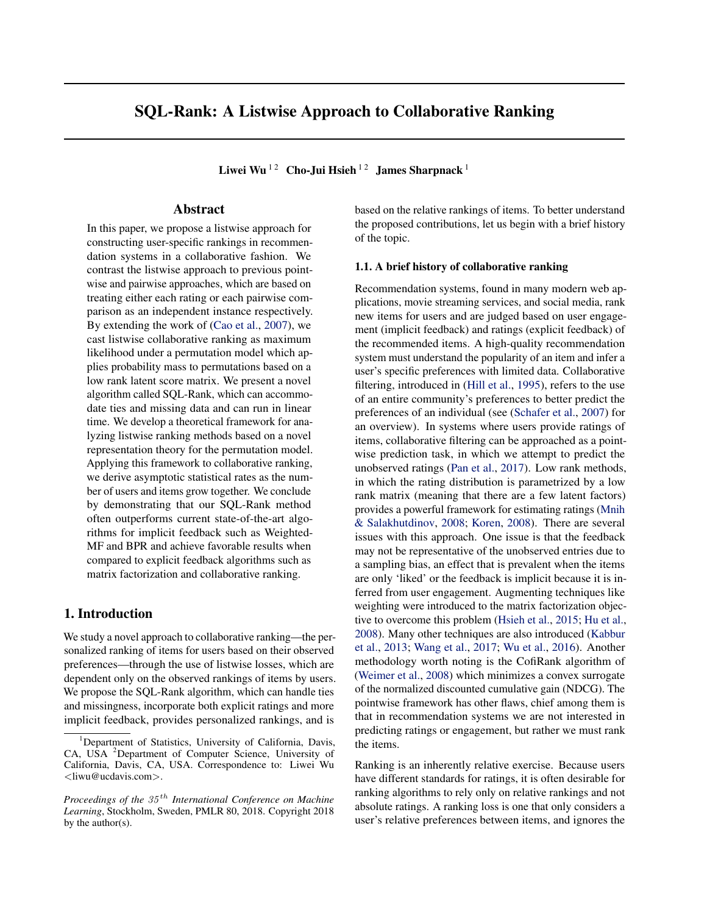# SQL-Rank: A Listwise Approach to Collaborative Ranking

**Liwei Wu** [1,2] **Cho-Jui Hsieh** [1,2] **James Sharpnack** [1]

## Abstract

In this paper, we propose a listwise approach for constructing user-specific rankings in recommendation systems in a collaborative fashion. We contrast the listwise approach to previous pointwise and pairwise approaches, which are based on treating either each rating or each pairwise comparison as an independent instance respectively. By extending the work of (Cao et al., 2007), we cast listwise collaborative ranking as maximum likelihood under a permutation model which applies probability mass to permutations based on a low rank latent score matrix. We present a novel algorithm called SQL-Rank, which can accommodate ties and missing data and can run in linear time. We develop a theoretical framework for analyzing listwise ranking methods based on a novel representation theory for the permutation model. Applying this framework to collaborative ranking, we derive asymptotic statistical rates as the number of users and items grow together. We conclude by demonstrating that our SQL-Rank method often outperforms current state-of-the-art algorithms for implicit feedback such as Weighted-MF and BPR and achieve favorable results when compared to explicit feedback algorithms such as matrix factorization and collaborative ranking.

## 1. Introduction

We study a novel approach to collaborative ranking—the personalized ranking of items for users based on their observed preferences—through the use of listwise losses, which are dependent only on the observed rankings of items by users. We propose the SQL-Rank algorithm, which can handle ties and missingness, incorporate both explicit ratings and more implicit feedback, provides personalized rankings, and is based on the relative rankings of items. To better understand the proposed contributions, let us begin with a brief history of the topic.

### 1.1. A brief history of collaborative ranking

Recommendation systems, found in many modern web applications, movie streaming services, and social media, rank new items for users and are judged based on user engagement (implicit feedback) and ratings (explicit feedback) of the recommended items. A high-quality recommendation system must understand the popularity of an item and infer a user's specific preferences with limited data. Collaborative filtering, introduced in (Hill et al., 1995), refers to the use of an entire community's preferences to better predict the preferences of an individual (see (Schafer et al., 2007) for an overview). In systems where users provide ratings of items, collaborative filtering can be approached as a pointwise prediction task, in which we attempt to predict the unobserved ratings (Pan et al., 2017). Low rank methods, in which the rating distribution is parametrized by a low rank matrix (meaning that there are a few latent factors) provides a powerful framework for estimating ratings (Mnih & Salakhutdinov, 2008; Koren, 2008). There are several issues with this approach. One issue is that the feedback may not be representative of the unobserved entries due to a sampling bias, an effect that is prevalent when the items are only 'liked' or the feedback is implicit because it is inferred from user engagement. Augmenting techniques like weighting were introduced to the matrix factorization objective to overcome this problem (Hsieh et al., 2015; Hu et al., 2008). Many other techniques are also introduced (Kabbur et al., 2013; Wang et al., 2017; Wu et al., 2016). Another methodology worth noting is the CofiRank algorithm of (Weimer et al., 2008) which minimizes a convex surrogate of the normalized discounted cumulative gain (NDCG). The pointwise framework has other flaws, chief among them is that in recommendation systems we are not interested in predicting ratings or engagement, but rather we must rank the items.

Ranking is an inherently relative exercise. Because users have different standards for ratings, it is often desirable for ranking algorithms to rely only on relative rankings and not absolute ratings. A ranking loss is one that only considers a user's relative preferences between items, and ignores the

---

[1] Department of Statistics, University of California, Davis, CA, USA [2] Department of Computer Science, University of California, Davis, CA, USA. Correspondence to: Liwei Wu <liwu@ucdavis.com>.

*Proceedings of the 35th International Conference on Machine Learning*, Stockholm, Sweden, PMLR 80, 2018. Copyright 2018 by the author(s).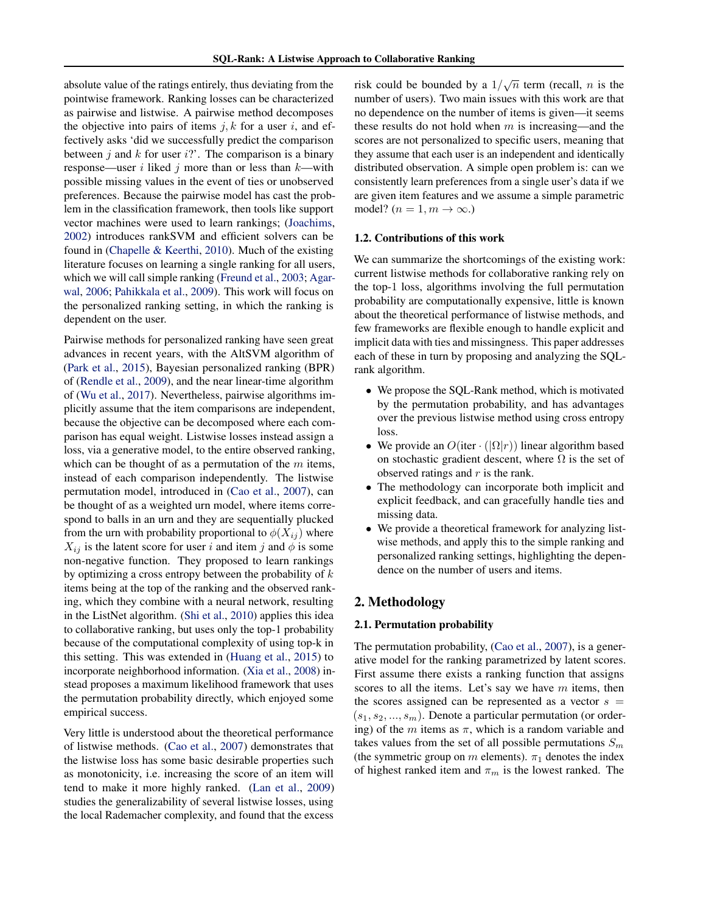absolute value of the ratings entirely, thus deviating from the pointwise framework. Ranking losses can be characterized as pairwise and listwise. A pairwise method decomposes the objective into pairs of items $j, k$ for a user $i$, and effectively asks 'did we successfully predict the comparison between $j$ and $k$ for user $i$?'. The comparison is a binary response—user $i$ liked $j$ more than or less than $k$—with possible missing values in the event of ties or unobserved preferences. Because the pairwise model has cast the problem in the classification framework, then tools like support vector machines were used to learn rankings; (Joachims, 2002) introduces rankSVM and efficient solvers can be found in (Chapelle & Keerthi, 2010). Much of the existing literature focuses on learning a single ranking for all users, which we will call simple ranking (Freund et al., 2003; Agarwal, 2006; Pahikkala et al., 2009). This work will focus on the personalized ranking setting, in which the ranking is dependent on the user.

Pairwise methods for personalized ranking have seen great advances in recent years, with the AltSVM algorithm of (Park et al., 2015), Bayesian personalized ranking (BPR) of (Rendle et al., 2009), and the near linear-time algorithm of (Wu et al., 2017). Nevertheless, pairwise algorithms implicitly assume that the item comparisons are independent, because the objective can be decomposed where each comparison has equal weight. Listwise losses instead assign a loss, via a generative model, to the entire observed ranking, which can be thought of as a permutation of the $m$ items, instead of each comparison independently. The listwise permutation model, introduced in (Cao et al., 2007), can be thought of as a weighted urn model, where items correspond to balls in an urn and they are sequentially plucked from the urn with probability proportional to $\phi(X_{ij})$ where $X_{ij}$ is the latent score for user $i$ and item $j$ and $\phi$ is some non-negative function. They proposed to learn rankings by optimizing a cross entropy between the probability of $k$ items being at the top of the ranking and the observed ranking, which they combine with a neural network, resulting in the ListNet algorithm. (Shi et al., 2010) applies this idea to collaborative ranking, but uses only the top-1 probability because of the computational complexity of using top-k in this setting. This was extended in (Huang et al., 2015) to incorporate neighborhood information. (Xia et al., 2008) instead proposes a maximum likelihood framework that uses the permutation probability directly, which enjoyed some empirical success.

Very little is understood about the theoretical performance of listwise methods. (Cao et al., 2007) demonstrates that the listwise loss has some basic desirable properties such as monotonicity, i.e. increasing the score of an item will tend to make it more highly ranked. (Lan et al., 2009) studies the generalizability of several listwise losses, using the local Rademacher complexity, and found that the excess risk could be bounded by a $1/\sqrt{n}$ term (recall, $n$ is the number of users). Two main issues with this work are that no dependence on the number of items is given—it seems these results do not hold when $m$ is increasing—and the scores are not personalized to specific users, meaning that they assume that each user is an independent and identically distributed observation. A simple open problem is: can we consistently learn preferences from a single user's data if we are given item features and we assume a simple parametric model? ($n = 1, m \to \infty$.)

### 1.2. Contributions of this work

We can summarize the shortcomings of the existing work: current listwise methods for collaborative ranking rely on the top-1 loss, algorithms involving the full permutation probability are computationally expensive, little is known about the theoretical performance of listwise methods, and few frameworks are flexible enough to handle explicit and implicit data with ties and missingness. This paper addresses each of these in turn by proposing and analyzing the SQL-rank algorithm.

- We propose the SQL-Rank method, which is motivated by the permutation probability, and has advantages over the previous listwise method using cross entropy loss.
- We provide an $O(\text{iter} \cdot (|\Omega| r))$ linear algorithm based on stochastic gradient descent, where $\Omega$ is the set of observed ratings and $r$ is the rank.
- The methodology can incorporate both implicit and explicit feedback, and can gracefully handle ties and missing data.
- We provide a theoretical framework for analyzing listwise methods, and apply this to the simple ranking and personalized ranking settings, highlighting the dependence on the number of users and items.

## 2. Methodology

### 2.1. Permutation probability

The permutation probability, (Cao et al., 2007), is a generative model for the ranking parametrized by latent scores. First assume there exists a ranking function that assigns scores to all the items. Let's say we have $m$ items, then the scores assigned can be represented as a vector $s = (s_1, s_2, ..., s_m)$. Denote a particular permutation (or ordering) of the $m$ items as $\pi$, which is a random variable and takes values from the set of all possible permutations $S_m$ (the symmetric group on $m$ elements). $\pi_1$ denotes the index of highest ranked item and $\pi_m$ is the lowest ranked. The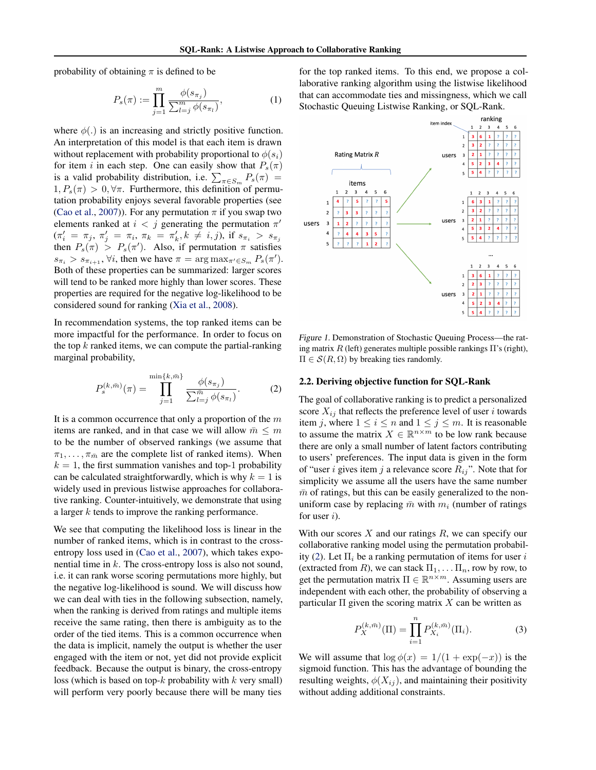probability of obtaining $\pi$ is defined to be

$$P_s(\pi) := \prod_{j=1}^{m} \frac{\phi(s_{\pi_j})}{\sum_{l=j}^{m} \phi(s_{\pi_l})}, \tag{1}$$

where $\phi(.)$ is an increasing and strictly positive function. An interpretation of this model is that each item is drawn without replacement with probability proportional to $\phi(s_i)$ for item $i$ in each step. One can easily show that $P_s(\pi)$ is a valid probability distribution, i.e. $\sum_{\pi \in S_m} P_s(\pi) = 1, P_s(\pi) > 0, \forall \pi$. Furthermore, this definition of permutation probability enjoys several favorable properties (see (Cao et al., 2007)). For any permutation $\pi$ if you swap two elements ranked at $i < j$ generating the permutation $\pi'$ ($\pi'_i = \pi_j$, $\pi'_j = \pi_i$, $\pi_k = \pi'_k, k \neq i, j$), if $s_{\pi_i} > s_{\pi_j}$ then $P_s(\pi) > P_s(\pi')$. Also, if permutation $\pi$ satisfies $s_{\pi_i} > s_{\pi_{i+1}}, \forall i$, then we have $\pi = \arg\max_{\pi' \in S_m} P_s(\pi')$. Both of these properties can be summarized: larger scores will tend to be ranked more highly than lower scores. These properties are required for the negative log-likelihood to be considered sound for ranking (Xia et al., 2008).

In recommendation systems, the top ranked items can be more impactful for the performance. In order to focus on the top $k$ ranked items, we can compute the partial-ranking marginal probability,

$$P_s^{(k,\bar{m})}(\pi) = \prod_{j=1}^{\min\{k,\bar{m}\}} \frac{\phi(s_{\pi_j})}{\sum_{l=j}^{\bar{m}} \phi(s_{\pi_l})}. \tag{2}$$

It is a common occurrence that only a proportion of the $m$ items are ranked, and in that case we will allow $\bar{m} \leq m$ to be the number of observed rankings (we assume that $\pi_1, \ldots, \pi_{\bar{m}}$ are the complete list of ranked items). When $k = 1$, the first summation vanishes and top-1 probability can be calculated straightforwardly, which is why $k = 1$ is widely used in previous listwise approaches for collaborative ranking. Counter-intuitively, we demonstrate that using a larger $k$ tends to improve the ranking performance.

We see that computing the likelihood loss is linear in the number of ranked items, which is in contrast to the cross-entropy loss used in (Cao et al., 2007), which takes exponential time in $k$. The cross-entropy loss is also not sound, i.e. it can rank worse scoring permutations more highly, but the negative log-likelihood is sound. We will discuss how we can deal with ties in the following subsection, namely, when the ranking is derived from ratings and multiple items receive the same rating, then there is ambiguity as to the order of the tied items. This is a common occurrence when the data is implicit, namely the output is whether the user engaged with the item or not, yet did not provide explicit feedback. Because the output is binary, the cross-entropy loss (which is based on top-$k$ probability with $k$ very small) will perform very poorly because there will be many ties for the top ranked items. To this end, we propose a collaborative ranking algorithm using the listwise likelihood that can accommodate ties and missingness, which we call Stochastic Queuing Listwise Ranking, or SQL-Rank.

*Figure 1.* Demonstration of Stochastic Queuing Process—the rating matrix $R$ (left) generates multiple possible rankings $\Pi$'s (right), $\Pi \in \mathcal{S}(R, \Omega)$ by breaking ties randomly.

### 2.2. Deriving objective function for SQL-Rank

The goal of collaborative ranking is to predict a personalized score $X_{ij}$ that reflects the preference level of user $i$ towards item $j$, where $1 \leq i \leq n$ and $1 \leq j \leq m$. It is reasonable to assume the matrix $X \in \mathbb{R}^{n \times m}$ to be low rank because there are only a small number of latent factors contributing to users' preferences. The input data is given in the form of "user $i$ gives item $j$ a relevance score $R_{ij}$". Note that for simplicity we assume all the users have the same number $\bar{m}$ of ratings, but this can be easily generalized to the non-uniform case by replacing $\bar{m}$ with $m_i$ (number of ratings for user $i$).

With our scores $X$ and our ratings $R$, we can specify our collaborative ranking model using the permutation probability (2). Let $\Pi_i$ be a ranking permutation of items for user $i$ (extracted from $R$), we can stack $\Pi_1, \ldots \Pi_n$, row by row, to get the permutation matrix $\Pi \in \mathbb{R}^{n \times m}$. Assuming users are independent with each other, the probability of observing a particular $\Pi$ given the scoring matrix $X$ can be written as

$$P_X^{(k,\bar{m})}(\Pi) = \prod_{i=1}^{n} P_{X_i}^{(k,\bar{m})}(\Pi_i). \tag{3}$$

We will assume that $\log \phi(x) = 1/(1 + \exp(-x))$ is the sigmoid function. This has the advantage of bounding the resulting weights, $\phi(X_{ij})$, and maintaining their positivity without adding additional constraints.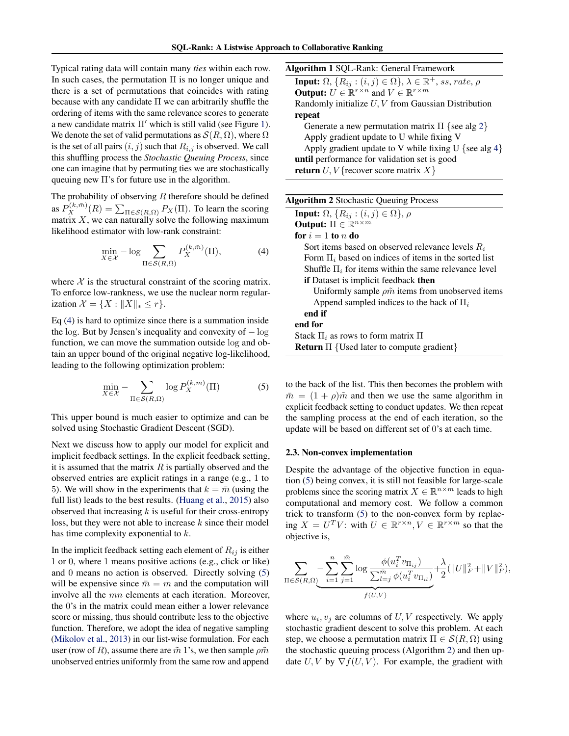Typical rating data will contain many *ties* within each row. In such cases, the permutation $\Pi$ is no longer unique and there is a set of permutations that coincides with rating because with any candidate $\Pi$ we can arbitrarily shuffle the ordering of items with the same relevance scores to generate a new candidate matrix $\Pi'$ which is still valid (see Figure 1). We denote the set of valid permutations as $\mathcal{S}(R, \Omega)$, where $\Omega$ is the set of all pairs $(i, j)$ such that $R_{i,j}$ is observed. We call this shuffling process the *Stochastic Queuing Process*, since one can imagine that by permuting ties we are stochastically queuing new $\Pi$'s for future use in the algorithm.

The probability of observing $R$ therefore should be defined as $P_X^{(k,\bar{m})}(R) = \sum_{\Pi \in \mathcal{S}(R,\Omega)} P_X(\Pi)$. To learn the scoring matrix $X$, we can naturally solve the following maximum likelihood estimator with low-rank constraint:

$$\min_{X \in \mathcal{X}} -\log \sum_{\Pi \in \mathcal{S}(R,\Omega)} P_X^{(k,\bar{m})}(\Pi), \tag{4}$$

where $\mathcal{X}$ is the structural constraint of the scoring matrix. To enforce low-rankness, we use the nuclear norm regularization $\mathcal{X} = \{X : \|X\|_* \leq r\}$.

Eq (4) is hard to optimize since there is a summation inside the $\log$. But by Jensen's inequality and convexity of $-\log$ function, we can move the summation outside $\log$ and obtain an upper bound of the original negative log-likelihood, leading to the following optimization problem:

$$\min_{X \in \mathcal{X}} - \sum_{\Pi \in \mathcal{S}(R,\Omega)} \log P_X^{(k,\bar{m})}(\Pi) \tag{5}$$

This upper bound is much easier to optimize and can be solved using Stochastic Gradient Descent (SGD).

Next we discuss how to apply our model for explicit and implicit feedback settings. In the explicit feedback setting, it is assumed that the matrix $R$ is partially observed and the observed entries are explicit ratings in a range (e.g., 1 to 5). We will show in the experiments that $k = \bar{m}$ (using the full list) leads to the best results. (Huang et al., 2015) also observed that increasing $k$ is useful for their cross-entropy loss, but they were not able to increase $k$ since their model has time complexity exponential to $k$.

In the implicit feedback setting each element of $R_{ij}$ is either 1 or 0, where 1 means positive actions (e.g., click or like) and 0 means no action is observed. Directly solving (5) will be expensive since $\bar{m} = m$ and the computation will involve all the $mn$ elements at each iteration. Moreover, the 0's in the matrix could mean either a lower relevance score or missing, thus should contribute less to the objective function. Therefore, we adopt the idea of negative sampling (Mikolov et al., 2013) in our list-wise formulation. For each user (row of $R$), assume there are $\tilde{m}$ 1's, we then sample $\rho\tilde{m}$ unobserved entries uniformly from the same row and append to the back of the list. This then becomes the problem with $\bar{m} = (1 + \rho)\tilde{m}$ and then we use the same algorithm in explicit feedback setting to conduct updates. We then repeat the sampling process at the end of each iteration, so the update will be based on different set of 0's at each time.

**Algorithm 1** SQL-Rank: General Framework

```
Input: Ω, {R_ij : (i,j) ∈ Ω}, λ ∈ ℝ⁺, ss, rate, ρ
Output: U ∈ ℝ^{r×n} and V ∈ ℝ^{r×m}
Randomly initialize U, V from Gaussian Distribution
repeat
    Generate a new permutation matrix Π {see alg 2}
    Apply gradient update to U while fixing V
    Apply gradient update to V while fixing U {see alg 4}
until performance for validation set is good
return U, V {recover score matrix X}
```

**Algorithm 2** Stochastic Queuing Process

```
Input: Ω, {R_ij : (i,j) ∈ Ω}, ρ
Output: Π ∈ ℝ^{n×m}
for i = 1 to n do
    Sort items based on observed relevance levels R_i
    Form Π_i based on indices of items in the sorted list
    Shuffle Π_i for items within the same relevance level
    if Dataset is implicit feedback then
        Uniformly sample ρm̃ items from unobserved items
        Append sampled indices to the back of Π_i
    end if
end for
Stack Π_i as rows to form matrix Π
Return Π {Used later to compute gradient}
```

### 2.3. Non-convex implementation

Despite the advantage of the objective function in equation (5) being convex, it is still not feasible for large-scale problems since the scoring matrix $X \in \mathbb{R}^{n \times m}$ leads to high computational and memory cost. We follow a common trick to transform (5) to the non-convex form by replacing $X = U^T V$: with $U \in \mathbb{R}^{r \times n}, V \in \mathbb{R}^{r \times m}$ so that the objective is,

$$\sum_{\Pi \in \mathcal{S}(R,\Omega)} \underbrace{-\sum_{i=1}^{n} \sum_{j=1}^{\bar{m}} \log \frac{\phi(u_i^T v_{\Pi_{ij}})}{\sum_{l=j}^{\bar{m}} \phi(u_i^T v_{\Pi_{il}})}}_{f(U,V)} + \frac{\lambda}{2}(\|U\|_F^2 + \|V\|_F^2),$$

where $u_i, v_j$ are columns of $U, V$ respectively. We apply stochastic gradient descent to solve this problem. At each step, we choose a permutation matrix $\Pi \in \mathcal{S}(R, \Omega)$ using the stochastic queuing process (Algorithm 2) and then update $U, V$ by $\nabla f(U, V)$. For example, the gradient with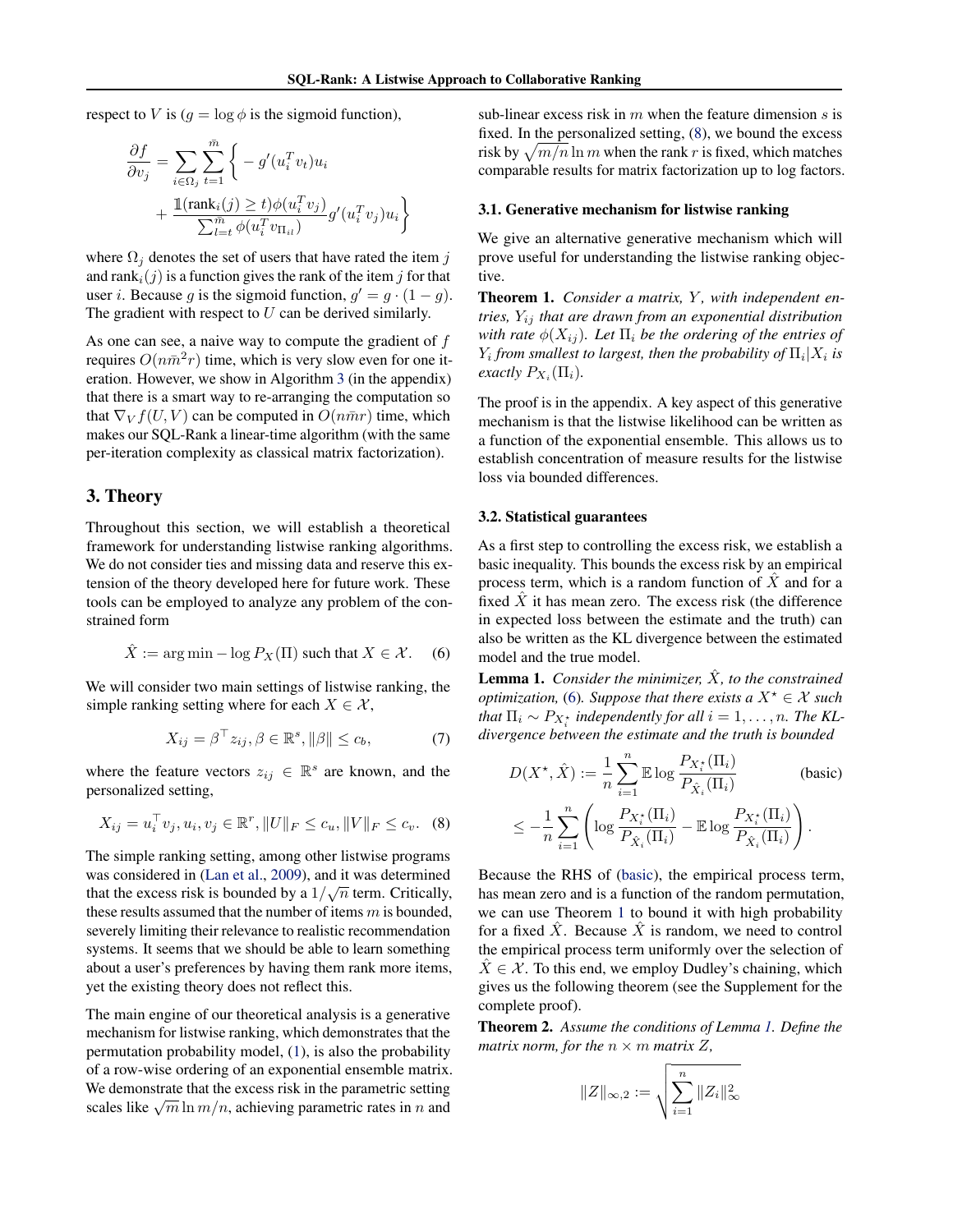respect to $V$ is ($g = \log \phi$ is the sigmoid function),

$$\frac{\partial f}{\partial v_j} = \sum_{i \in \Omega_j} \sum_{t=1}^{\bar{m}} \Big\{ -g'(u_i^T v_t) u_i + \frac{\mathbb{1}(\text{rank}_i(j) \geq t) \phi(u_i^T v_j)}{\sum_{l=t}^{\bar{m}} \phi(u_i^T v_{\Pi_{il}})} g'(u_i^T v_j) u_i \Big\}$$

where $\Omega_j$ denotes the set of users that have rated the item $j$ and $\text{rank}_i(j)$ is a function gives the rank of the item $j$ for that user $i$. Because $g$ is the sigmoid function, $g' = g \cdot (1-g)$. The gradient with respect to $U$ can be derived similarly.

As one can see, a naive way to compute the gradient of $f$ requires $O(n\bar{m}^2 r)$ time, which is very slow even for one iteration. However, we show in Algorithm 3 (in the appendix) that there is a smart way to re-arranging the computation so that $\nabla_V f(U, V)$ can be computed in $O(n\bar{m}r)$ time, which makes our SQL-Rank a linear-time algorithm (with the same per-iteration complexity as classical matrix factorization).

## 3. Theory

Throughout this section, we will establish a theoretical framework for understanding listwise ranking algorithms. We do not consider ties and missing data and reserve this extension of the theory developed here for future work. These tools can be employed to analyze any problem of the constrained form

$$\hat{X} := \arg\min -\log P_X(\Pi) \text{ such that } X \in \mathcal{X}. \quad (6)$$

We will consider two main settings of listwise ranking, the simple ranking setting where for each $X \in \mathcal{X}$,

$$X_{ij} = \beta^\top z_{ij}, \beta \in \mathbb{R}^s, \|\beta\| \leq c_b, \quad (7)$$

where the feature vectors $z_{ij} \in \mathbb{R}^s$ are known, and the personalized setting,

$$X_{ij} = u_i^\top v_j, u_i, v_j \in \mathbb{R}^r, \|U\|_F \leq c_u, \|V\|_F \leq c_v. \quad (8)$$

The simple ranking setting, among other listwise programs was considered in (Lan et al., 2009), and it was determined that the excess risk is bounded by a $1/\sqrt{n}$ term. Critically, these results assumed that the number of items $m$ is bounded, severely limiting their relevance to realistic recommendation systems. It seems that we should be able to learn something about a user's preferences by having them rank more items, yet the existing theory does not reflect this.

The main engine of our theoretical analysis is a generative mechanism for listwise ranking, which demonstrates that the permutation probability model, (1), is also the probability of a row-wise ordering of an exponential ensemble matrix. We demonstrate that the excess risk in the parametric setting scales like $\sqrt{m} \ln m/n$, achieving parametric rates in $n$ and sub-linear excess risk in $m$ when the feature dimension $s$ is fixed. In the personalized setting, (8), we bound the excess risk by $\sqrt{m/n} \ln m$ when the rank $r$ is fixed, which matches comparable results for matrix factorization up to log factors.

### 3.1. Generative mechanism for listwise ranking

We give an alternative generative mechanism which will prove useful for understanding the listwise ranking objective.

**Theorem 1.** *Consider a matrix, $Y$, with independent entries, $Y_{ij}$ that are drawn from an exponential distribution with rate $\phi(X_{ij})$. Let $\Pi_i$ be the ordering of the entries of $Y_i$ from smallest to largest, then the probability of $\Pi_i | X_i$ is exactly $P_{X_i}(\Pi_i)$.*

The proof is in the appendix. A key aspect of this generative mechanism is that the listwise likelihood can be written as a function of the exponential ensemble. This allows us to establish concentration of measure results for the listwise loss via bounded differences.

### 3.2. Statistical guarantees

As a first step to controlling the excess risk, we establish a basic inequality. This bounds the excess risk by an empirical process term, which is a random function of $\hat{X}$ and for a fixed $\hat{X}$ it has mean zero. The excess risk (the difference in expected loss between the estimate and the truth) can also be written as the KL divergence between the estimated model and the true model.

**Lemma 1.** *Consider the minimizer, $\hat{X}$, to the constrained optimization, (6). Suppose that there exists a $X^\star \in \mathcal{X}$ such that $\Pi_i \sim P_{X_i^\star}$ independently for all $i = 1, \ldots, n$. The KL-divergence between the estimate and the truth is bounded*

$$D(X^\star, \hat{X}) := \frac{1}{n} \sum_{i=1}^n \mathbb{E} \log \frac{P_{X_i^\star}(\Pi_i)}{P_{\hat{X}_i}(\Pi_i)} \quad \text{(basic)}$$
$$\leq -\frac{1}{n} \sum_{i=1}^n \left( \log \frac{P_{X_i^\star}(\Pi_i)}{P_{\hat{X}_i}(\Pi_i)} - \mathbb{E} \log \frac{P_{X_i^\star}(\Pi_i)}{P_{\hat{X}_i}(\Pi_i)} \right).$$

Because the RHS of (basic), the empirical process term, has mean zero and is a function of the random permutation, we can use Theorem 1 to bound it with high probability for a fixed $\hat{X}$. Because $\hat{X}$ is random, we need to control the empirical process term uniformly over the selection of $\hat{X} \in \mathcal{X}$. To this end, we employ Dudley's chaining, which gives us the following theorem (see the Supplement for the complete proof).

**Theorem 2.** *Assume the conditions of Lemma 1. Define the matrix norm, for the $n \times m$ matrix $Z$,*

$$\|Z\|_{\infty,2} := \sqrt{\sum_{i=1}^n \|Z_i\|_\infty^2}$$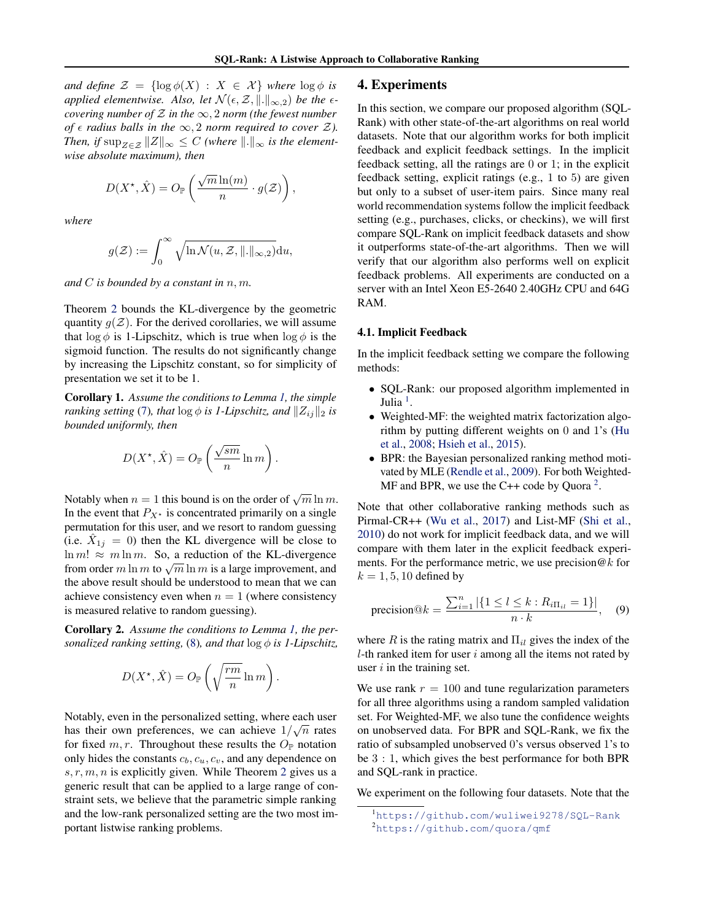*and define $\mathcal{Z} = \{\log \phi(X) : X \in \mathcal{X}\}$ where $\log \phi$ is applied elementwise. Also, let $\mathcal{N}(\epsilon, \mathcal{Z}, \|.\|_{\infty,2})$ be the $\epsilon$-covering number of $\mathcal{Z}$ in the $\infty, 2$ norm (the fewest number of $\epsilon$ radius balls in the $\infty, 2$ norm required to cover $\mathcal{Z}$). Then, if $\sup_{Z \in \mathcal{Z}} \|Z\|_\infty \leq C$ (where $\|.\|_\infty$ is the elementwise absolute maximum), then*

$$D(X^\star, \hat{X}) = O_{\mathbb{P}}\left(\frac{\sqrt{m}\ln(m)}{n} \cdot g(\mathcal{Z})\right),$$

*where*

$$g(\mathcal{Z}) := \int_0^\infty \sqrt{\ln \mathcal{N}(u, \mathcal{Z}, \|.\|_{\infty,2})} \mathrm{d}u,$$

*and $C$ is bounded by a constant in $n, m$.*

Theorem 2 bounds the KL-divergence by the geometric quantity $g(\mathcal{Z})$. For the derived corollaries, we will assume that $\log \phi$ is 1-Lipschitz, which is true when $\log \phi$ is the sigmoid function. The results do not significantly change by increasing the Lipschitz constant, so for simplicity of presentation we set it to be 1.

**Corollary 1.** *Assume the conditions to Lemma 1, the simple ranking setting (7), that $\log \phi$ is 1-Lipschitz, and $\|Z_{ij}\|_2$ is bounded uniformly, then*

$$D(X^\star, \hat{X}) = O_{\mathbb{P}}\left(\frac{\sqrt{sm}}{n} \ln m\right).$$

Notably when $n = 1$ this bound is on the order of $\sqrt{m} \ln m$. In the event that $P_{X^\star}$ is concentrated primarily on a single permutation for this user, and we resort to random guessing (i.e. $\hat{X}_{1j} = 0$) then the KL divergence will be close to $\ln m! \approx m \ln m$. So, a reduction of the KL-divergence from order $m \ln m$ to $\sqrt{m} \ln m$ is a large improvement, and the above result should be understood to mean that we can achieve consistency even when $n = 1$ (where consistency is measured relative to random guessing).

**Corollary 2.** *Assume the conditions to Lemma 1, the personalized ranking setting, (8), and that $\log \phi$ is 1-Lipschitz,*

$$D(X^\star, \hat{X}) = O_{\mathbb{P}}\left(\sqrt{\frac{rm}{n}} \ln m\right).$$

Notably, even in the personalized setting, where each user has their own preferences, we can achieve $1/\sqrt{n}$ rates for fixed $m, r$. Throughout these results the $O_{\mathbb{P}}$ notation only hides the constants $c_b, c_u, c_v$, and any dependence on $s, r, m, n$ is explicitly given. While Theorem 2 gives us a generic result that can be applied to a large range of constraint sets, we believe that the parametric simple ranking and the low-rank personalized setting are the two most important listwise ranking problems.

## 4. Experiments

In this section, we compare our proposed algorithm (SQL-Rank) with other state-of-the-art algorithms on real world datasets. Note that our algorithm works for both implicit feedback and explicit feedback settings. In the implicit feedback setting, all the ratings are 0 or 1; in the explicit feedback setting, explicit ratings (e.g., 1 to 5) are given but only to a subset of user-item pairs. Since many real world recommendation systems follow the implicit feedback setting (e.g., purchases, clicks, or checkins), we will first compare SQL-Rank on implicit feedback datasets and show it outperforms state-of-the-art algorithms. Then we will verify that our algorithm also performs well on explicit feedback problems. All experiments are conducted on a server with an Intel Xeon E5-2640 2.40GHz CPU and 64G RAM.

### 4.1. Implicit Feedback

In the implicit feedback setting we compare the following methods:

- SQL-Rank: our proposed algorithm implemented in Julia [1].
- Weighted-MF: the weighted matrix factorization algorithm by putting different weights on 0 and 1's (Hu et al., 2008; Hsieh et al., 2015).
- BPR: the Bayesian personalized ranking method motivated by MLE (Rendle et al., 2009). For both Weighted-MF and BPR, we use the C++ code by Quora [2].

Note that other collaborative ranking methods such as Pirmal-CR++ (Wu et al., 2017) and List-MF (Shi et al., 2010) do not work for implicit feedback data, and we will compare with them later in the explicit feedback experiments. For the performance metric, we use precision@$k$ for $k = 1, 5, 10$ defined by

$$\text{precision@}k = \frac{\sum_{i=1}^n |\{1 \leq l \leq k : R_{i\Pi_{il}} = 1\}|}{n \cdot k}, \quad (9)$$

where $R$ is the rating matrix and $\Pi_{il}$ gives the index of the $l$-th ranked item for user $i$ among all the items not rated by user $i$ in the training set.

We use rank $r = 100$ and tune regularization parameters for all three algorithms using a random sampled validation set. For Weighted-MF, we also tune the confidence weights on unobserved data. For BPR and SQL-Rank, we fix the ratio of subsampled unobserved 0's versus observed 1's to be $3:1$, which gives the best performance for both BPR and SQL-rank in practice.

We experiment on the following four datasets. Note that the

[1] https://github.com/wuliwei9278/SQL-Rank

[2] https://github.com/quora/qmf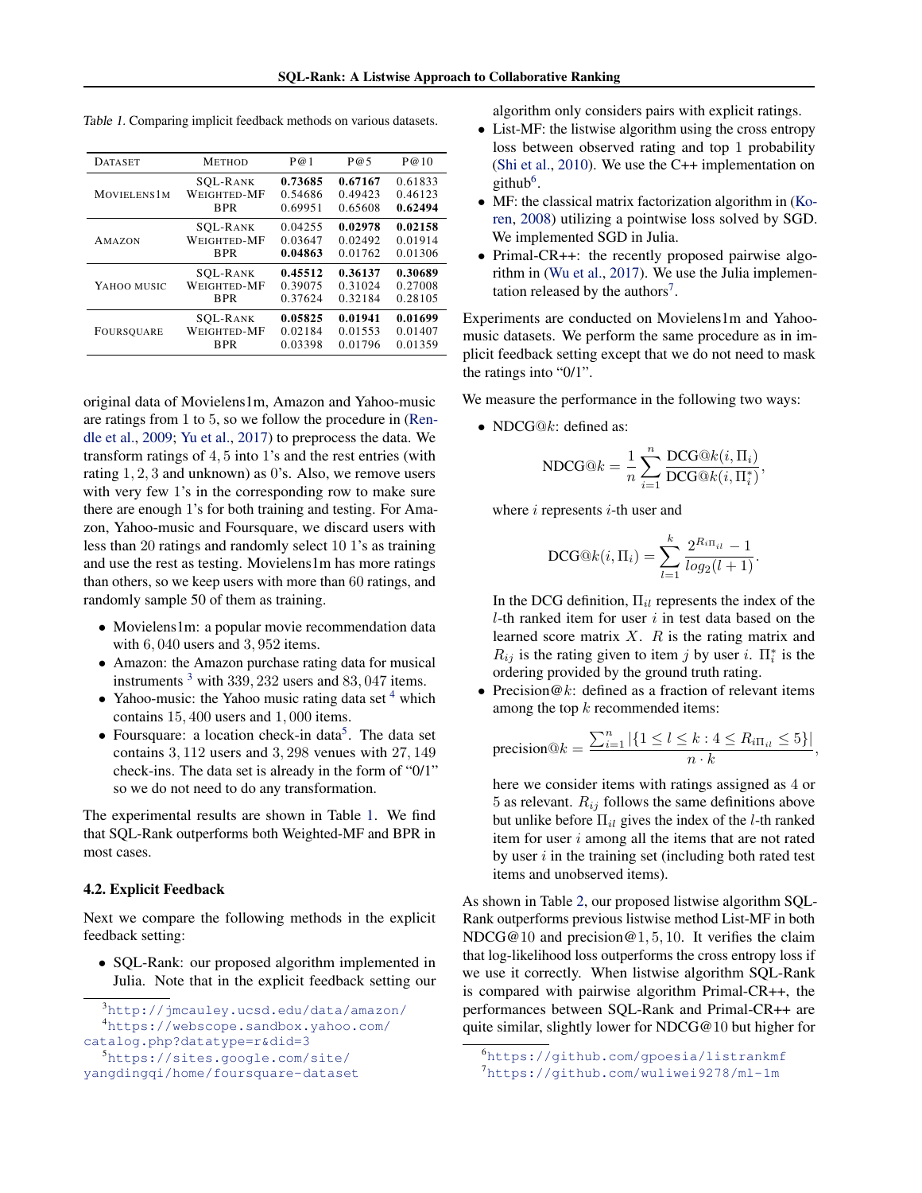Table 1. Comparing implicit feedback methods on various datasets.

| Dataset | Method | P@1 | P@5 | P@10 |
|---|---|---|---|---|
| Movielens1m | SQL-Rank | **0.73685** | **0.67167** | 0.61833 |
| | Weighted-MF | 0.54686 | 0.49423 | 0.46123 |
| | BPR | 0.69951 | 0.65608 | **0.62494** |
| Amazon | SQL-Rank | 0.04255 | **0.02978** | **0.02158** |
| | Weighted-MF | 0.03647 | 0.02492 | 0.01914 |
| | BPR | **0.04863** | 0.01762 | 0.01306 |
| Yahoo music | SQL-Rank | **0.45512** | **0.36137** | **0.30689** |
| | Weighted-MF | 0.39075 | 0.31024 | 0.27008 |
| | BPR | 0.37624 | 0.32184 | 0.28105 |
| Foursquare | SQL-Rank | **0.05825** | **0.01941** | **0.01699** |
| | Weighted-MF | 0.02184 | 0.01553 | 0.01407 |
| | BPR | 0.03398 | 0.01796 | 0.01359 |

original data of Movielens1m, Amazon and Yahoo-music are ratings from 1 to 5, so we follow the procedure in (Rendle et al., 2009; Yu et al., 2017) to preprocess the data. We transform ratings of 4, 5 into 1's and the rest entries (with rating 1, 2, 3 and unknown) as 0's. Also, we remove users with very few 1's in the corresponding row to make sure there are enough 1's for both training and testing. For Amazon, Yahoo-music and Foursquare, we discard users with less than 20 ratings and randomly select 10 1's as training and use the rest as testing. Movielens1m has more ratings than others, so we keep users with more than 60 ratings, and randomly sample 50 of them as training.

- Movielens1m: a popular movie recommendation data with 6,040 users and 3,952 items.
- Amazon: the Amazon purchase rating data for musical instruments [3] with 339,232 users and 83,047 items.
- Yahoo-music: the Yahoo music rating data set [4] which contains 15,400 users and 1,000 items.
- Foursquare: a location check-in data[5]. The data set contains 3,112 users and 3,298 venues with 27,149 check-ins. The data set is already in the form of "0/1" so we do not need to do any transformation.

The experimental results are shown in Table 1. We find that SQL-Rank outperforms both Weighted-MF and BPR in most cases.

### 4.2. Explicit Feedback

Next we compare the following methods in the explicit feedback setting:

- SQL-Rank: our proposed algorithm implemented in Julia. Note that in the explicit feedback setting our algorithm only considers pairs with explicit ratings.
- List-MF: the listwise algorithm using the cross entropy loss between observed rating and top 1 probability (Shi et al., 2010). We use the C++ implementation on github[6].
- MF: the classical matrix factorization algorithm in (Koren, 2008) utilizing a pointwise loss solved by SGD. We implemented SGD in Julia.
- Primal-CR++: the recently proposed pairwise algorithm in (Wu et al., 2017). We use the Julia implementation released by the authors[7].

Experiments are conducted on Movielens1m and Yahoo-music datasets. We perform the same procedure as in implicit feedback setting except that we do not need to mask the ratings into "0/1".

We measure the performance in the following two ways:

- NDCG@$k$: defined as:

$$\text{NDCG@}k = \frac{1}{n}\sum_{i=1}^{n}\frac{\text{DCG@}k(i,\Pi_i)}{\text{DCG@}k(i,\Pi_i^*)},$$

  where $i$ represents $i$-th user and

$$\text{DCG@}k(i,\Pi_i) = \sum_{l=1}^{k}\frac{2^{R_{i\Pi_{il}}}-1}{log_2(l+1)}.$$

  In the DCG definition, $\Pi_{il}$ represents the index of the $l$-th ranked item for user $i$ in test data based on the learned score matrix $X$. $R$ is the rating matrix and $R_{ij}$ is the rating given to item $j$ by user $i$. $\Pi_i^*$ is the ordering provided by the ground truth rating.
- Precision@$k$: defined as a fraction of relevant items among the top $k$ recommended items:

$$\text{precision@}k = \frac{\sum_{i=1}^{n}|\{1 \le l \le k : 4 \le R_{i\Pi_{il}} \le 5\}|}{n \cdot k},$$

  here we consider items with ratings assigned as 4 or 5 as relevant. $R_{ij}$ follows the same definitions above but unlike before $\Pi_{il}$ gives the index of the $l$-th ranked item for user $i$ among all the items that are not rated by user $i$ in the training set (including both rated test items and unobserved items).

As shown in Table 2, our proposed listwise algorithm SQL-Rank outperforms previous listwise method List-MF in both NDCG@10 and precision@1, 5, 10. It verifies the claim that log-likelihood loss outperforms the cross entropy loss if we use it correctly. When listwise algorithm SQL-Rank is compared with pairwise algorithm Primal-CR++, the performances between SQL-Rank and Primal-CR++ are quite similar, slightly lower for NDCG@10 but higher for

[3] http://jmcauley.ucsd.edu/data/amazon/

[4] https://webscope.sandbox.yahoo.com/catalog.php?datatype=r&did=3

[5] https://sites.google.com/site/yangdingqi/home/foursquare-dataset

[6] https://github.com/gpoesia/listrankmf

[7] https://github.com/wuliwei9278/ml-1m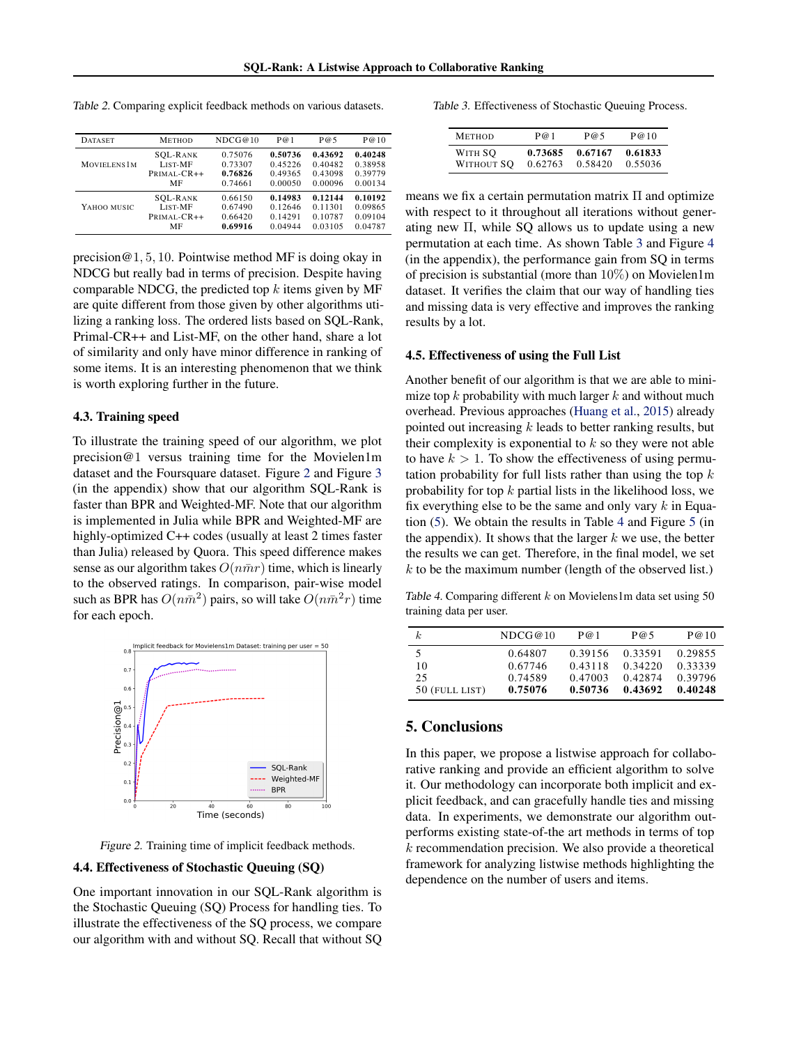Table 2. Comparing explicit feedback methods on various datasets.

| Dataset | Method | NDCG@10 | P@1 | P@5 | P@10 |
|---|---|---|---|---|---|
| Movielens1m | SQL-Rank | 0.75076 | **0.50736** | **0.43692** | **0.40248** |
| | List-MF | 0.73307 | 0.45226 | 0.40482 | 0.38958 |
| | Primal-CR++ | **0.76826** | 0.49365 | 0.43098 | 0.39779 |
| | MF | 0.74661 | 0.00050 | 0.00096 | 0.00134 |
| Yahoo music | SQL-Rank | 0.66150 | **0.14983** | **0.12144** | **0.10192** |
| | List-MF | 0.67490 | 0.12646 | 0.11301 | 0.09865 |
| | Primal-CR++ | 0.66420 | 0.14291 | 0.10787 | 0.09104 |
| | MF | **0.69916** | 0.04944 | 0.03105 | 0.04787 |

precision@$1, 5, 10$. Pointwise method MF is doing okay in NDCG but really bad in terms of precision. Despite having comparable NDCG, the predicted top $k$ items given by MF are quite different from those given by other algorithms utilizing a ranking loss. The ordered lists based on SQL-Rank, Primal-CR++ and List-MF, on the other hand, share a lot of similarity and only have minor difference in ranking of some items. It is an interesting phenomenon that we think is worth exploring further in the future.

### 4.3. Training speed

To illustrate the training speed of our algorithm, we plot precision@1 versus training time for the Movielen1m dataset and the Foursquare dataset. Figure 2 and Figure 3 (in the appendix) show that our algorithm SQL-Rank is faster than BPR and Weighted-MF. Note that our algorithm is implemented in Julia while BPR and Weighted-MF are highly-optimized C++ codes (usually at least 2 times faster than Julia) released by Quora. This speed difference makes sense as our algorithm takes $O(n\bar{m}r)$ time, which is linearly to the observed ratings. In comparison, pair-wise model such as BPR has $O(n\bar{m}^2)$ pairs, so will take $O(n\bar{m}^2 r)$ time for each epoch.

Figure 2. Training time of implicit feedback methods.

### 4.4. Effectiveness of Stochastic Queuing (SQ)

One important innovation in our SQL-Rank algorithm is the Stochastic Queuing (SQ) Process for handling ties. To illustrate the effectiveness of the SQ process, we compare our algorithm with and without SQ. Recall that without SQ means we fix a certain permutation matrix $\Pi$ and optimize with respect to it throughout all iterations without generating new $\Pi$, while SQ allows us to update using a new permutation at each time. As shown Table 3 and Figure 4 (in the appendix), the performance gain from SQ in terms of precision is substantial (more than 10%) on Movielen1m dataset. It verifies the claim that our way of handling ties and missing data is very effective and improves the ranking results by a lot.

Table 3. Effectiveness of Stochastic Queuing Process.

| Method | P@1 | P@5 | P@10 |
|---|---|---|---|
| With SQ | **0.73685** | **0.67167** | **0.61833** |
| Without SQ | 0.62763 | 0.58420 | 0.55036 |

### 4.5. Effectiveness of using the Full List

Another benefit of our algorithm is that we are able to minimize top $k$ probability with much larger $k$ and without much overhead. Previous approaches (Huang et al., 2015) already pointed out increasing $k$ leads to better ranking results, but their complexity is exponential to $k$ so they were not able to have $k > 1$. To show the effectiveness of using permutation probability for full lists rather than using the top $k$ probability for top $k$ partial lists in the likelihood loss, we fix everything else to be the same and only vary $k$ in Equation (5). We obtain the results in Table 4 and Figure 5 (in the appendix). It shows that the larger $k$ we use, the better the results we can get. Therefore, in the final model, we set $k$ to be the maximum number (length of the observed list.)

Table 4. Comparing different $k$ on Movielens1m data set using 50 training data per user.

| $k$ | NDCG@10 | P@1 | P@5 | P@10 |
|---|---|---|---|---|
| 5 | 0.64807 | 0.39156 | 0.33591 | 0.29855 |
| 10 | 0.67746 | 0.43118 | 0.34220 | 0.33339 |
| 25 | 0.74589 | 0.47003 | 0.42874 | 0.39796 |
| 50 (full list) | **0.75076** | **0.50736** | **0.43692** | **0.40248** |

## 5. Conclusions

In this paper, we propose a listwise approach for collaborative ranking and provide an efficient algorithm to solve it. Our methodology can incorporate both implicit and explicit feedback, and can gracefully handle ties and missing data. In experiments, we demonstrate our algorithm outperforms existing state-of-the art methods in terms of top $k$ recommendation precision. We also provide a theoretical framework for analyzing listwise methods highlighting the dependence on the number of users and items.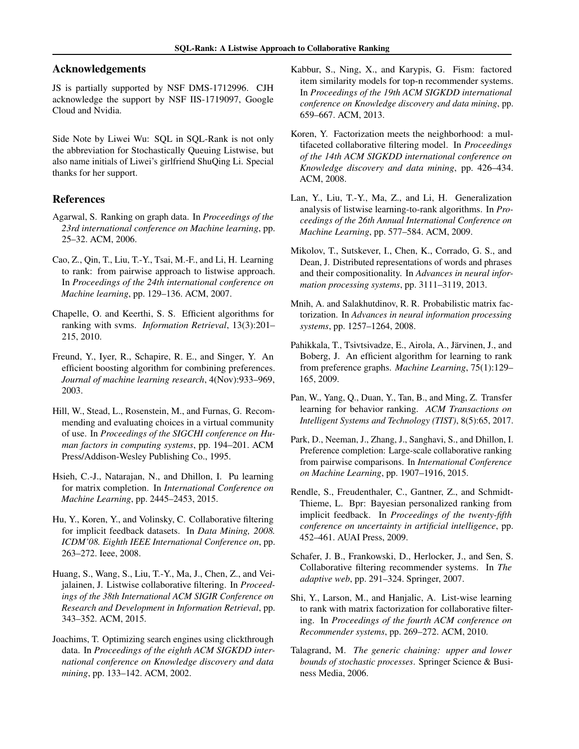## Acknowledgements

JS is partially supported by NSF DMS-1712996. CJH acknowledge the support by NSF IIS-1719097, Google Cloud and Nvidia.

Side Note by Liwei Wu: SQL in SQL-Rank is not only the abbreviation for Stochastically Queuing Listwise, but also name initials of Liwei's girlfriend ShuQing Li. Special thanks for her support.

## References

Agarwal, S. Ranking on graph data. In *Proceedings of the 23rd international conference on Machine learning*, pp. 25–32. ACM, 2006.

Cao, Z., Qin, T., Liu, T.-Y., Tsai, M.-F., and Li, H. Learning to rank: from pairwise approach to listwise approach. In *Proceedings of the 24th international conference on Machine learning*, pp. 129–136. ACM, 2007.

Chapelle, O. and Keerthi, S. S. Efficient algorithms for ranking with svms. *Information Retrieval*, 13(3):201–215, 2010.

Freund, Y., Iyer, R., Schapire, R. E., and Singer, Y. An efficient boosting algorithm for combining preferences. *Journal of machine learning research*, 4(Nov):933–969, 2003.

Hill, W., Stead, L., Rosenstein, M., and Furnas, G. Recommending and evaluating choices in a virtual community of use. In *Proceedings of the SIGCHI conference on Human factors in computing systems*, pp. 194–201. ACM Press/Addison-Wesley Publishing Co., 1995.

Hsieh, C.-J., Natarajan, N., and Dhillon, I. Pu learning for matrix completion. In *International Conference on Machine Learning*, pp. 2445–2453, 2015.

Hu, Y., Koren, Y., and Volinsky, C. Collaborative filtering for implicit feedback datasets. In *Data Mining, 2008. ICDM'08. Eighth IEEE International Conference on*, pp. 263–272. Ieee, 2008.

Huang, S., Wang, S., Liu, T.-Y., Ma, J., Chen, Z., and Veijalainen, J. Listwise collaborative filtering. In *Proceedings of the 38th International ACM SIGIR Conference on Research and Development in Information Retrieval*, pp. 343–352. ACM, 2015.

Joachims, T. Optimizing search engines using clickthrough data. In *Proceedings of the eighth ACM SIGKDD international conference on Knowledge discovery and data mining*, pp. 133–142. ACM, 2002.

Kabbur, S., Ning, X., and Karypis, G. Fism: factored item similarity models for top-n recommender systems. In *Proceedings of the 19th ACM SIGKDD international conference on Knowledge discovery and data mining*, pp. 659–667. ACM, 2013.

Koren, Y. Factorization meets the neighborhood: a multifaceted collaborative filtering model. In *Proceedings of the 14th ACM SIGKDD international conference on Knowledge discovery and data mining*, pp. 426–434. ACM, 2008.

Lan, Y., Liu, T.-Y., Ma, Z., and Li, H. Generalization analysis of listwise learning-to-rank algorithms. In *Proceedings of the 26th Annual International Conference on Machine Learning*, pp. 577–584. ACM, 2009.

Mikolov, T., Sutskever, I., Chen, K., Corrado, G. S., and Dean, J. Distributed representations of words and phrases and their compositionality. In *Advances in neural information processing systems*, pp. 3111–3119, 2013.

Mnih, A. and Salakhutdinov, R. R. Probabilistic matrix factorization. In *Advances in neural information processing systems*, pp. 1257–1264, 2008.

Pahikkala, T., Tsivtsivadze, E., Airola, A., Järvinen, J., and Boberg, J. An efficient algorithm for learning to rank from preference graphs. *Machine Learning*, 75(1):129–165, 2009.

Pan, W., Yang, Q., Duan, Y., Tan, B., and Ming, Z. Transfer learning for behavior ranking. *ACM Transactions on Intelligent Systems and Technology (TIST)*, 8(5):65, 2017.

Park, D., Neeman, J., Zhang, J., Sanghavi, S., and Dhillon, I. Preference completion: Large-scale collaborative ranking from pairwise comparisons. In *International Conference on Machine Learning*, pp. 1907–1916, 2015.

Rendle, S., Freudenthaler, C., Gantner, Z., and Schmidt-Thieme, L. Bpr: Bayesian personalized ranking from implicit feedback. In *Proceedings of the twenty-fifth conference on uncertainty in artificial intelligence*, pp. 452–461. AUAI Press, 2009.

Schafer, J. B., Frankowski, D., Herlocker, J., and Sen, S. Collaborative filtering recommender systems. In *The adaptive web*, pp. 291–324. Springer, 2007.

Shi, Y., Larson, M., and Hanjalic, A. List-wise learning to rank with matrix factorization for collaborative filtering. In *Proceedings of the fourth ACM conference on Recommender systems*, pp. 269–272. ACM, 2010.

Talagrand, M. *The generic chaining: upper and lower bounds of stochastic processes*. Springer Science & Business Media, 2006.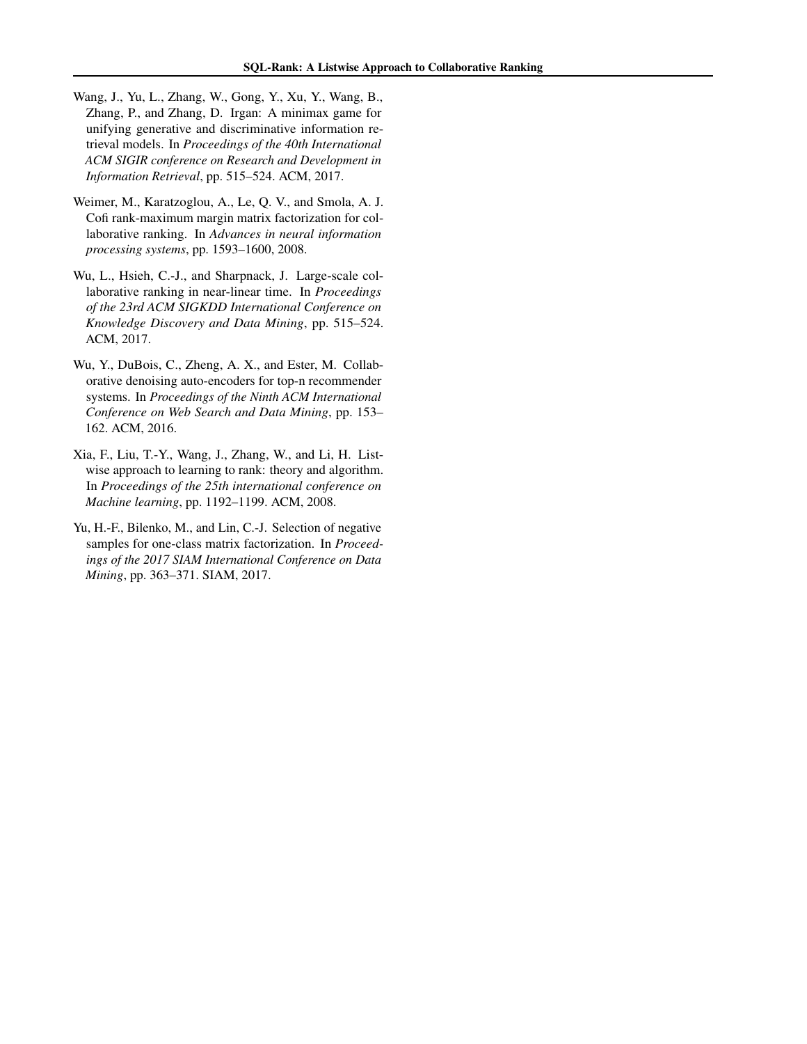Wang, J., Yu, L., Zhang, W., Gong, Y., Xu, Y., Wang, B., Zhang, P., and Zhang, D. Irgan: A minimax game for unifying generative and discriminative information retrieval models. In *Proceedings of the 40th International ACM SIGIR conference on Research and Development in Information Retrieval*, pp. 515–524. ACM, 2017.

Weimer, M., Karatzoglou, A., Le, Q. V., and Smola, A. J. Cofi rank-maximum margin matrix factorization for collaborative ranking. In *Advances in neural information processing systems*, pp. 1593–1600, 2008.

Wu, L., Hsieh, C.-J., and Sharpnack, J. Large-scale collaborative ranking in near-linear time. In *Proceedings of the 23rd ACM SIGKDD International Conference on Knowledge Discovery and Data Mining*, pp. 515–524. ACM, 2017.

Wu, Y., DuBois, C., Zheng, A. X., and Ester, M. Collaborative denoising auto-encoders for top-n recommender systems. In *Proceedings of the Ninth ACM International Conference on Web Search and Data Mining*, pp. 153–162. ACM, 2016.

Xia, F., Liu, T.-Y., Wang, J., Zhang, W., and Li, H. Listwise approach to learning to rank: theory and algorithm. In *Proceedings of the 25th international conference on Machine learning*, pp. 1192–1199. ACM, 2008.

Yu, H.-F., Bilenko, M., and Lin, C.-J. Selection of negative samples for one-class matrix factorization. In *Proceedings of the 2017 SIAM International Conference on Data Mining*, pp. 363–371. SIAM, 2017.